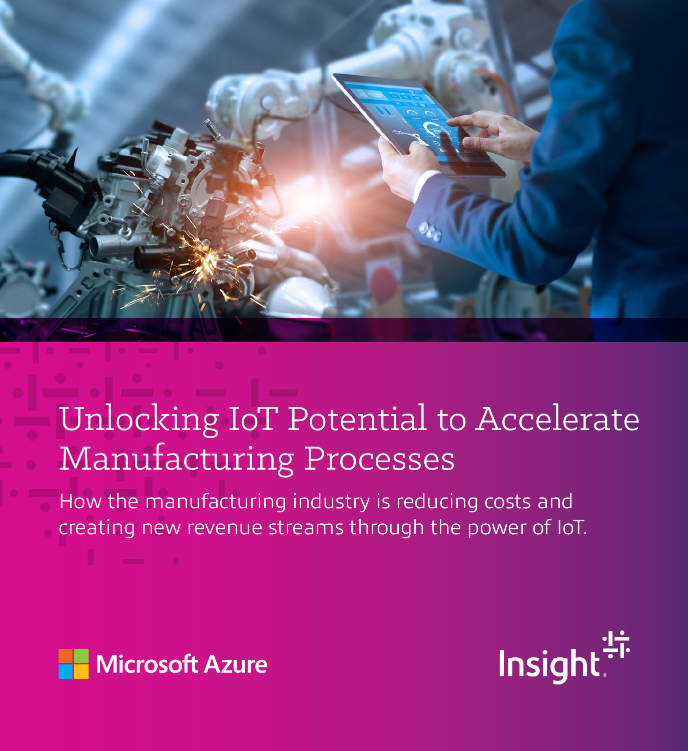# Unlocking IoT Potential to Accelerate Manufacturing Processes

How the manufacturing industry is reducing costs and creating new revenue streams through the power of IoT.

Microsoft Azure

Insight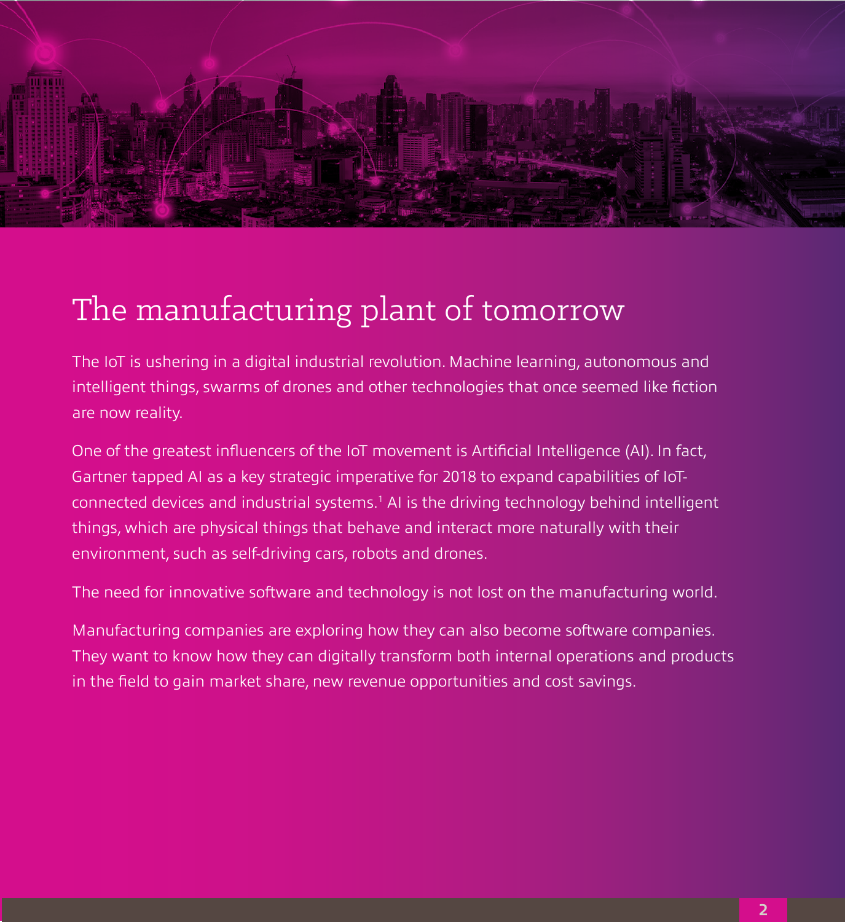# The manufacturing plant of tomorrow

The IoT is ushering in a digital industrial revolution. Machine learning, autonomous and intelligent things, swarms of drones and other technologies that once seemed like fiction are now reality.

One of the greatest influencers of the IoT movement is Artificial Intelligence (AI). In fact, Gartner tapped AI as a key strategic imperative for 2018 to expand capabilities of IoT-connected devices and industrial systems.[1] AI is the driving technology behind intelligent things, which are physical things that behave and interact more naturally with their environment, such as self-driving cars, robots and drones.

The need for innovative software and technology is not lost on the manufacturing world.

Manufacturing companies are exploring how they can also become software companies. They want to know how they can digitally transform both internal operations and products in the field to gain market share, new revenue opportunities and cost savings.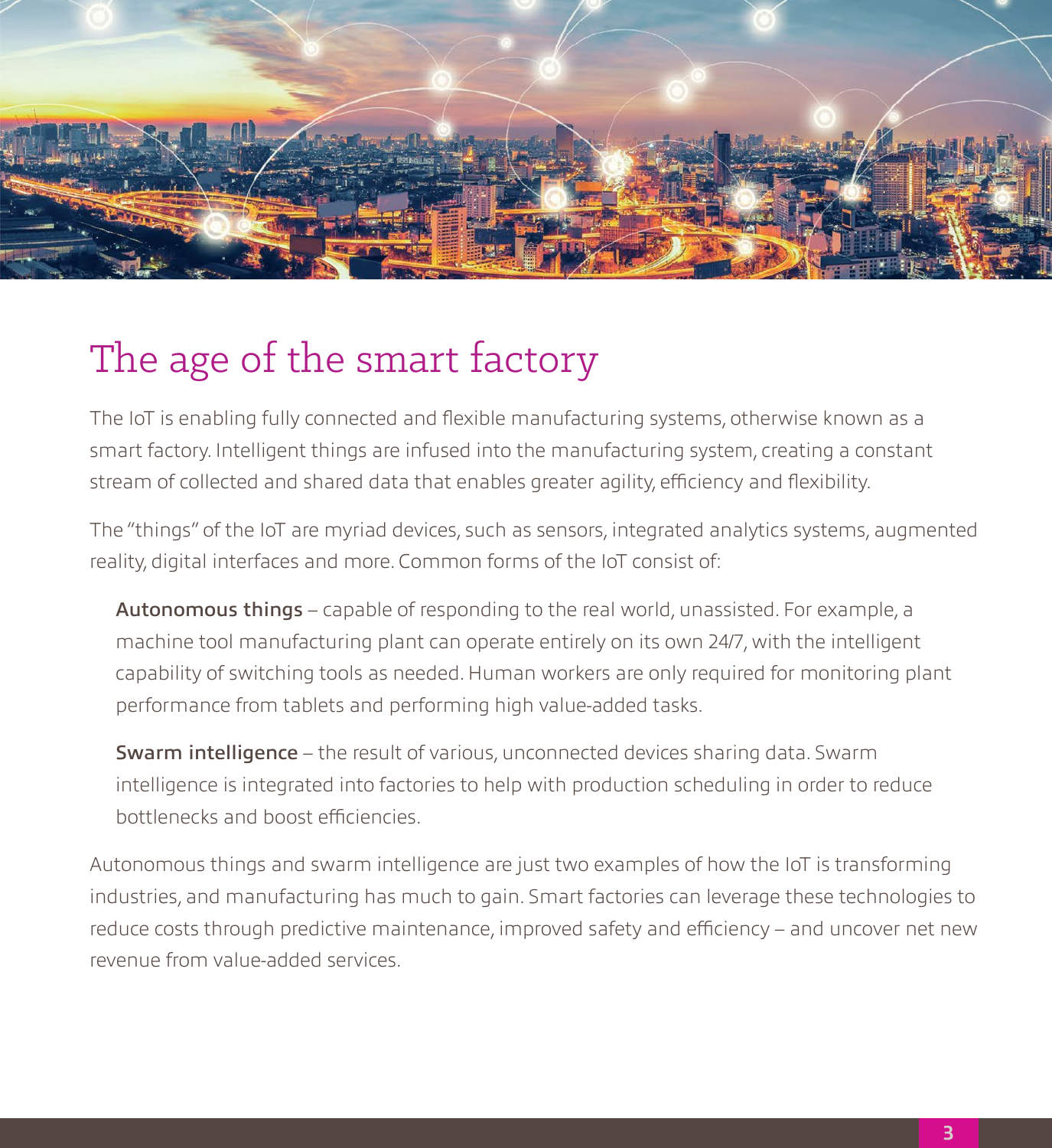# The age of the smart factory

The IoT is enabling fully connected and flexible manufacturing systems, otherwise known as a smart factory. Intelligent things are infused into the manufacturing system, creating a constant stream of collected and shared data that enables greater agility, efficiency and flexibility.

The "things" of the IoT are myriad devices, such as sensors, integrated analytics systems, augmented reality, digital interfaces and more. Common forms of the IoT consist of:

**Autonomous things** – capable of responding to the real world, unassisted. For example, a machine tool manufacturing plant can operate entirely on its own 24/7, with the intelligent capability of switching tools as needed. Human workers are only required for monitoring plant performance from tablets and performing high value-added tasks.

**Swarm intelligence** – the result of various, unconnected devices sharing data. Swarm intelligence is integrated into factories to help with production scheduling in order to reduce bottlenecks and boost efficiencies.

Autonomous things and swarm intelligence are just two examples of how the IoT is transforming industries, and manufacturing has much to gain. Smart factories can leverage these technologies to reduce costs through predictive maintenance, improved safety and efficiency – and uncover net new revenue from value-added services.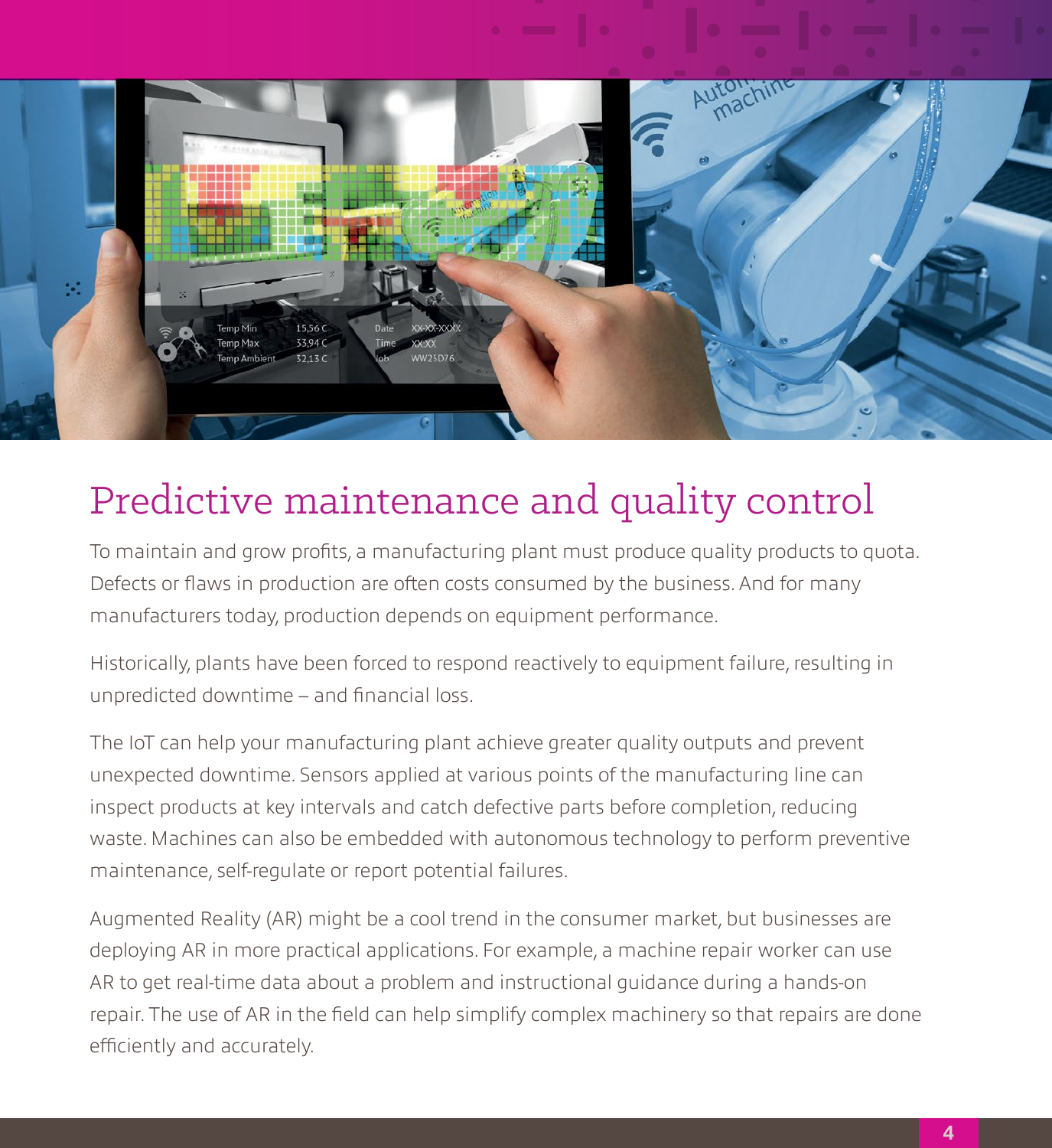# Predictive maintenance and quality control

To maintain and grow profits, a manufacturing plant must produce quality products to quota. Defects or flaws in production are often costs consumed by the business. And for many manufacturers today, production depends on equipment performance.

Historically, plants have been forced to respond reactively to equipment failure, resulting in unpredicted downtime – and financial loss.

The IoT can help your manufacturing plant achieve greater quality outputs and prevent unexpected downtime. Sensors applied at various points of the manufacturing line can inspect products at key intervals and catch defective parts before completion, reducing waste. Machines can also be embedded with autonomous technology to perform preventive maintenance, self-regulate or report potential failures.

Augmented Reality (AR) might be a cool trend in the consumer market, but businesses are deploying AR in more practical applications. For example, a machine repair worker can use AR to get real-time data about a problem and instructional guidance during a hands-on repair. The use of AR in the field can help simplify complex machinery so that repairs are done efficiently and accurately.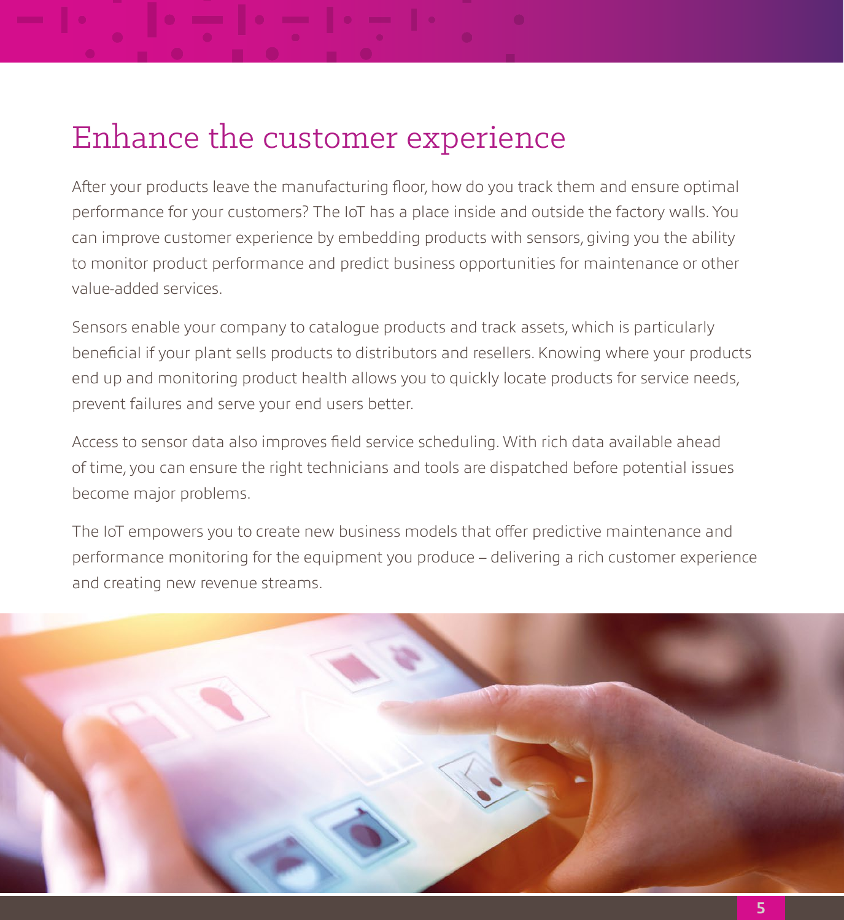# Enhance the customer experience

After your products leave the manufacturing floor, how do you track them and ensure optimal performance for your customers? The IoT has a place inside and outside the factory walls. You can improve customer experience by embedding products with sensors, giving you the ability to monitor product performance and predict business opportunities for maintenance or other value-added services.

Sensors enable your company to catalogue products and track assets, which is particularly beneficial if your plant sells products to distributors and resellers. Knowing where your products end up and monitoring product health allows you to quickly locate products for service needs, prevent failures and serve your end users better.

Access to sensor data also improves field service scheduling. With rich data available ahead of time, you can ensure the right technicians and tools are dispatched before potential issues become major problems.

The IoT empowers you to create new business models that offer predictive maintenance and performance monitoring for the equipment you produce – delivering a rich customer experience and creating new revenue streams.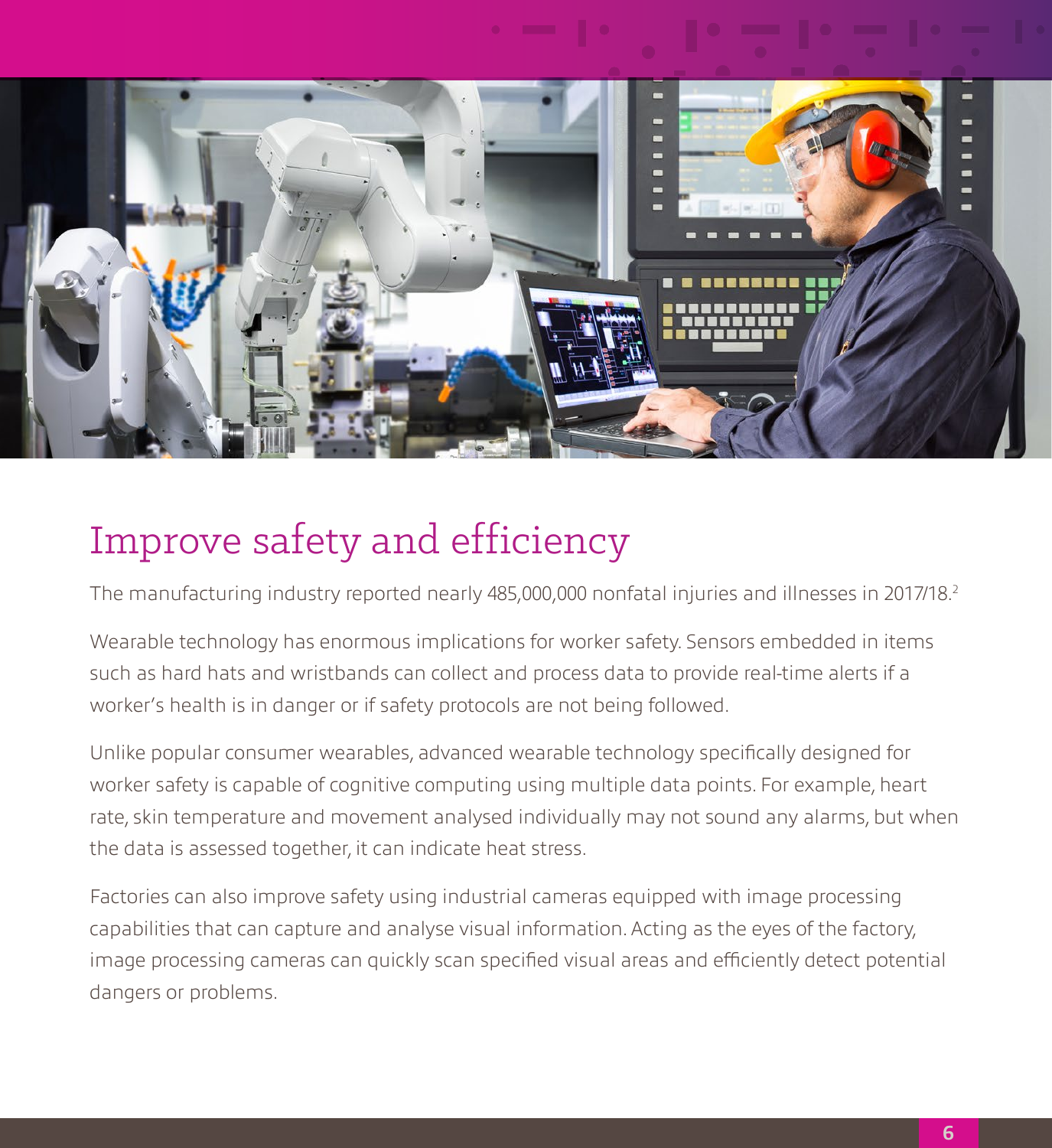# Improve safety and efficiency

The manufacturing industry reported nearly 485,000,000 nonfatal injuries and illnesses in 2017/18.[2]

Wearable technology has enormous implications for worker safety. Sensors embedded in items such as hard hats and wristbands can collect and process data to provide real-time alerts if a worker's health is in danger or if safety protocols are not being followed.

Unlike popular consumer wearables, advanced wearable technology specifically designed for worker safety is capable of cognitive computing using multiple data points. For example, heart rate, skin temperature and movement analysed individually may not sound any alarms, but when the data is assessed together, it can indicate heat stress.

Factories can also improve safety using industrial cameras equipped with image processing capabilities that can capture and analyse visual information. Acting as the eyes of the factory, image processing cameras can quickly scan specified visual areas and efficiently detect potential dangers or problems.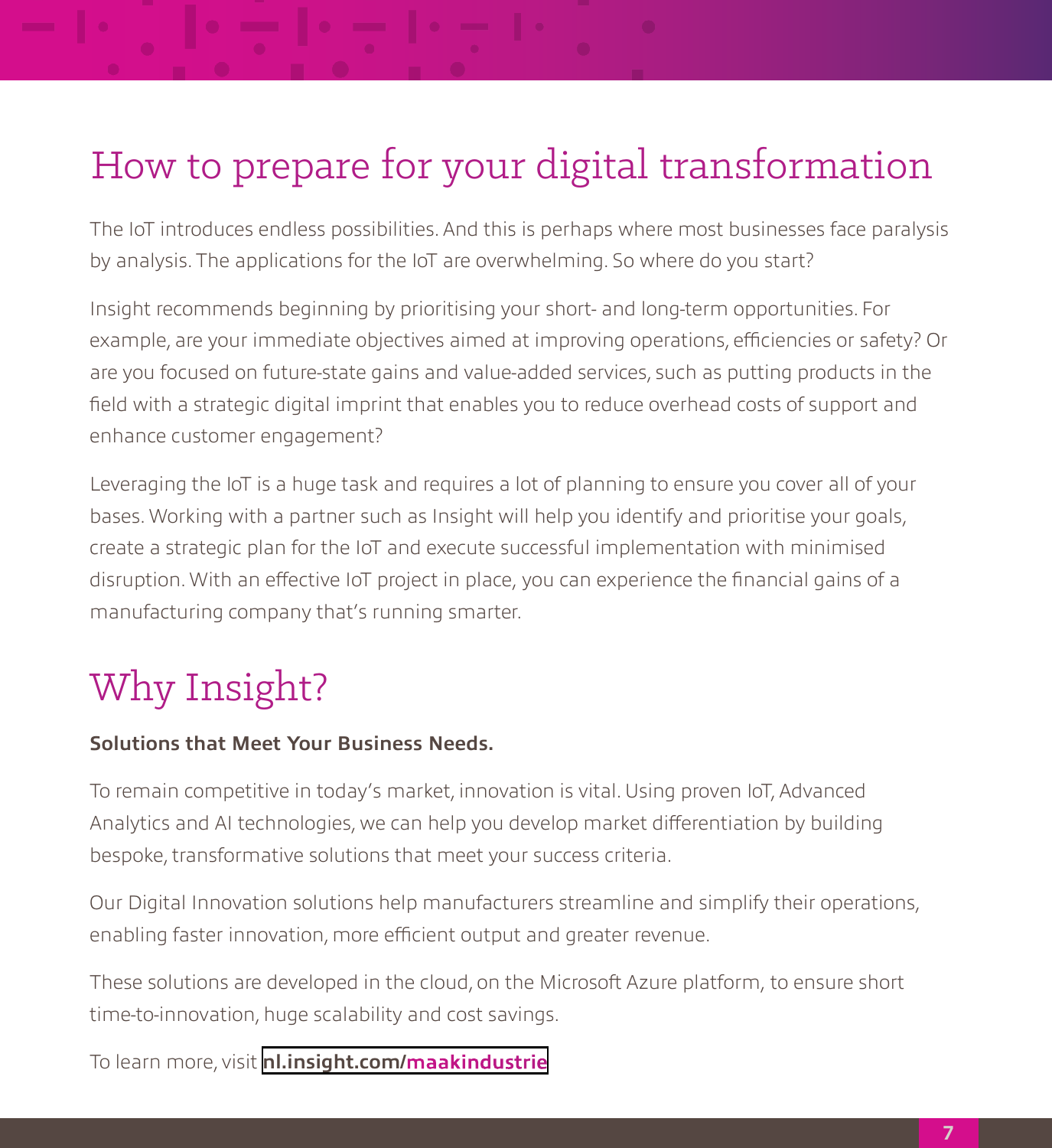# How to prepare for your digital transformation

The IoT introduces endless possibilities. And this is perhaps where most businesses face paralysis by analysis. The applications for the IoT are overwhelming. So where do you start?

Insight recommends beginning by prioritising your short- and long-term opportunities. For example, are your immediate objectives aimed at improving operations, efficiencies or safety? Or are you focused on future-state gains and value-added services, such as putting products in the field with a strategic digital imprint that enables you to reduce overhead costs of support and enhance customer engagement?

Leveraging the IoT is a huge task and requires a lot of planning to ensure you cover all of your bases. Working with a partner such as Insight will help you identify and prioritise your goals, create a strategic plan for the IoT and execute successful implementation with minimised disruption. With an effective IoT project in place, you can experience the financial gains of a manufacturing company that's running smarter.

# Why Insight?

**Solutions that Meet Your Business Needs.**

To remain competitive in today's market, innovation is vital. Using proven IoT, Advanced Analytics and AI technologies, we can help you develop market differentiation by building bespoke, transformative solutions that meet your success criteria.

Our Digital Innovation solutions help manufacturers streamline and simplify their operations, enabling faster innovation, more efficient output and greater revenue.

These solutions are developed in the cloud, on the Microsoft Azure platform, to ensure short time-to-innovation, huge scalability and cost savings.

To learn more, visit **nl.insight.com/maakindustrie**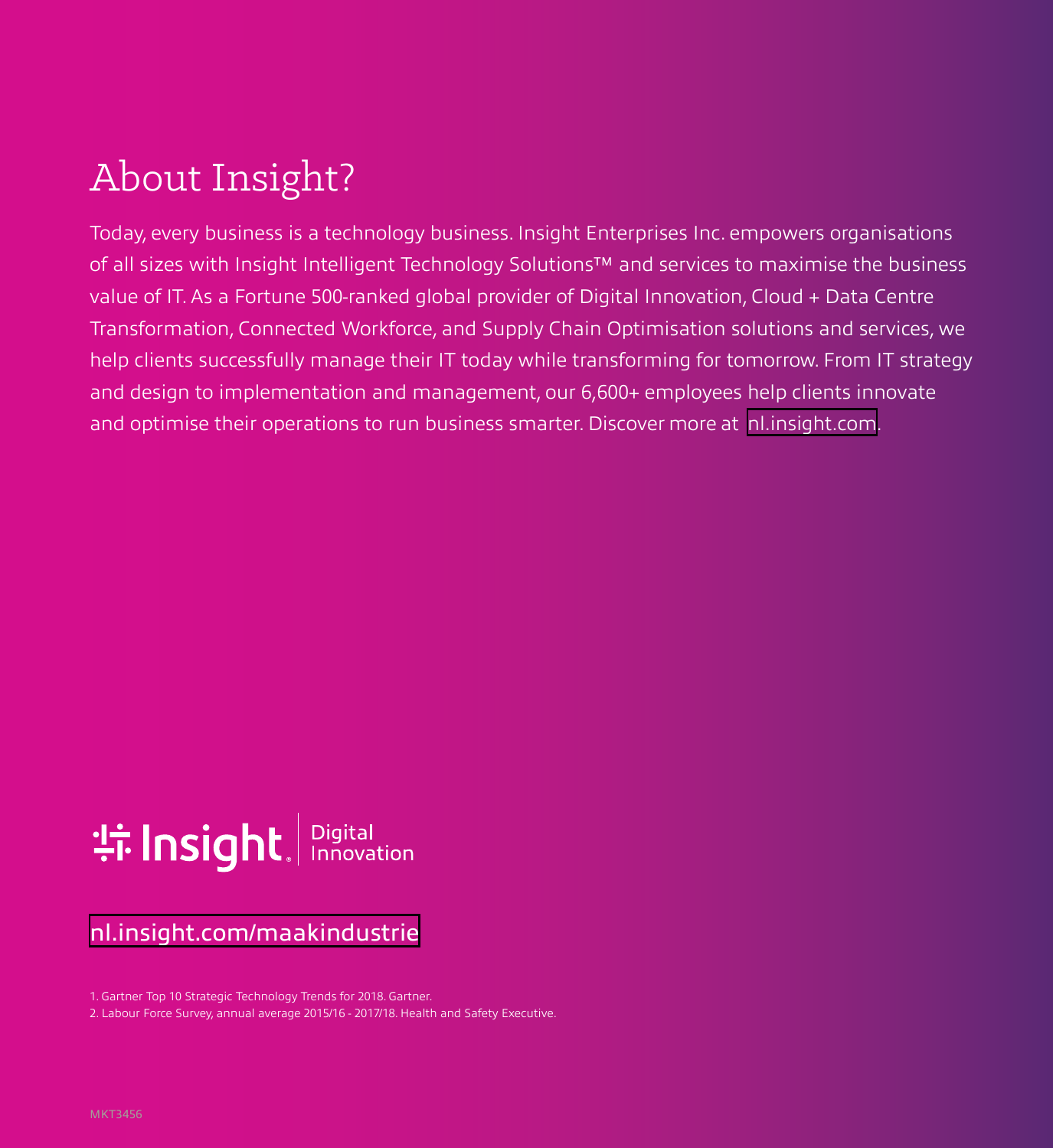# About Insight?

Today, every business is a technology business. Insight Enterprises Inc. empowers organisations of all sizes with Insight Intelligent Technology Solutions™ and services to maximise the business value of IT. As a Fortune 500-ranked global provider of Digital Innovation, Cloud + Data Centre Transformation, Connected Workforce, and Supply Chain Optimisation solutions and services, we help clients successfully manage their IT today while transforming for tomorrow. From IT strategy and design to implementation and management, our 6,600+ employees help clients innovate and optimise their operations to run business smarter. Discover more at nl.insight.com.

Insight. Digital Innovation

nl.insight.com/maakindustrie

1. Gartner Top 10 Strategic Technology Trends for 2018. Gartner.
2. Labour Force Survey, annual average 2015/16 - 2017/18. Health and Safety Executive.

MKT3456